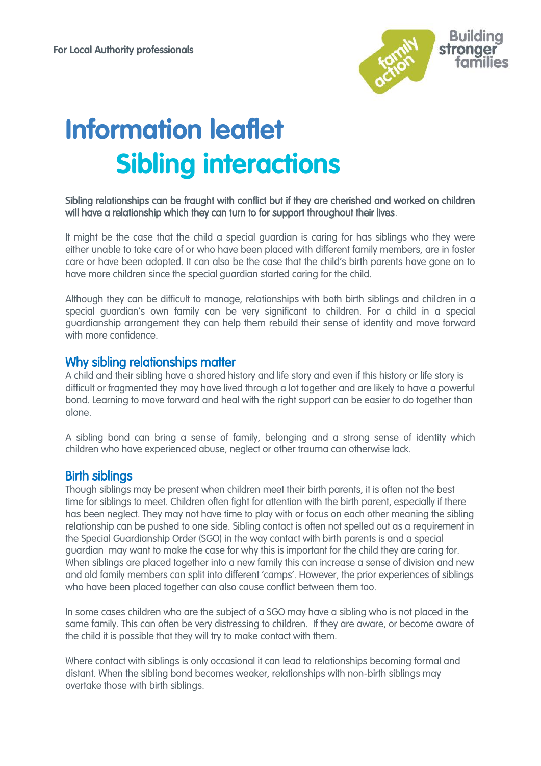For Local Authority professionals

# Information leaflet
# Sibling interactions

Sibling relationships can be fraught with conflict but if they are cherished and worked on children will have a relationship which they can turn to for support throughout their lives.

It might be the case that the child a special guardian is caring for has siblings who they were either unable to take care of or who have been placed with different family members, are in foster care or have been adopted. It can also be the case that the child's birth parents have gone on to have more children since the special guardian started caring for the child.

Although they can be difficult to manage, relationships with both birth siblings and children in a special guardian's own family can be very significant to children. For a child in a special guardianship arrangement they can help them rebuild their sense of identity and move forward with more confidence.

## Why sibling relationships matter

A child and their sibling have a shared history and life story and even if this history or life story is difficult or fragmented they may have lived through a lot together and are likely to have a powerful bond. Learning to move forward and heal with the right support can be easier to do together than alone.

A sibling bond can bring a sense of family, belonging and a strong sense of identity which children who have experienced abuse, neglect or other trauma can otherwise lack.

## Birth siblings

Though siblings may be present when children meet their birth parents, it is often not the best time for siblings to meet. Children often fight for attention with the birth parent, especially if there has been neglect. They may not have time to play with or focus on each other meaning the sibling relationship can be pushed to one side. Sibling contact is often not spelled out as a requirement in the Special Guardianship Order (SGO) in the way contact with birth parents is and a special guardian may want to make the case for why this is important for the child they are caring for. When siblings are placed together into a new family this can increase a sense of division and new and old family members can split into different 'camps'. However, the prior experiences of siblings who have been placed together can also cause conflict between them too.

In some cases children who are the subject of a SGO may have a sibling who is not placed in the same family. This can often be very distressing to children. If they are aware, or become aware of the child it is possible that they will try to make contact with them.

Where contact with siblings is only occasional it can lead to relationships becoming formal and distant. When the sibling bond becomes weaker, relationships with non-birth siblings may overtake those with birth siblings.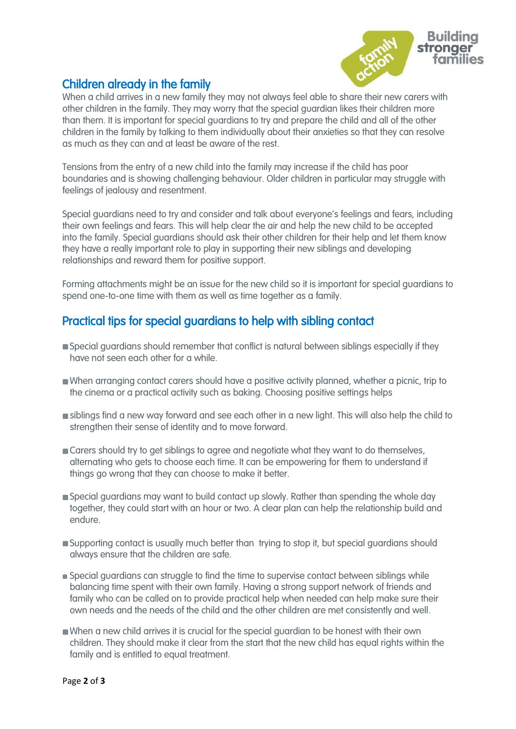## Children already in the family

When a child arrives in a new family they may not always feel able to share their new carers with other children in the family. They may worry that the special guardian likes their children more than them. It is important for special guardians to try and prepare the child and all of the other children in the family by talking to them individually about their anxieties so that they can resolve as much as they can and at least be aware of the rest.

Tensions from the entry of a new child into the family may increase if the child has poor boundaries and is showing challenging behaviour. Older children in particular may struggle with feelings of jealousy and resentment.

Special guardians need to try and consider and talk about everyone's feelings and fears, including their own feelings and fears. This will help clear the air and help the new child to be accepted into the family. Special guardians should ask their other children for their help and let them know they have a really important role to play in supporting their new siblings and developing relationships and reward them for positive support.

Forming attachments might be an issue for the new child so it is important for special guardians to spend one-to-one time with them as well as time together as a family.

## Practical tips for special guardians to help with sibling contact

- Special guardians should remember that conflict is natural between siblings especially if they have not seen each other for a while.
- When arranging contact carers should have a positive activity planned, whether a picnic, trip to the cinema or a practical activity such as baking. Choosing positive settings helps
- siblings find a new way forward and see each other in a new light. This will also help the child to strengthen their sense of identity and to move forward.
- Carers should try to get siblings to agree and negotiate what they want to do themselves, alternating who gets to choose each time. It can be empowering for them to understand if things go wrong that they can choose to make it better.
- Special guardians may want to build contact up slowly. Rather than spending the whole day together, they could start with an hour or two. A clear plan can help the relationship build and endure.
- Supporting contact is usually much better than trying to stop it, but special guardians should always ensure that the children are safe.
- Special guardians can struggle to find the time to supervise contact between siblings while balancing time spent with their own family. Having a strong support network of friends and family who can be called on to provide practical help when needed can help make sure their own needs and the needs of the child and the other children are met consistently and well.
- When a new child arrives it is crucial for the special guardian to be honest with their own children. They should make it clear from the start that the new child has equal rights within the family and is entitled to equal treatment.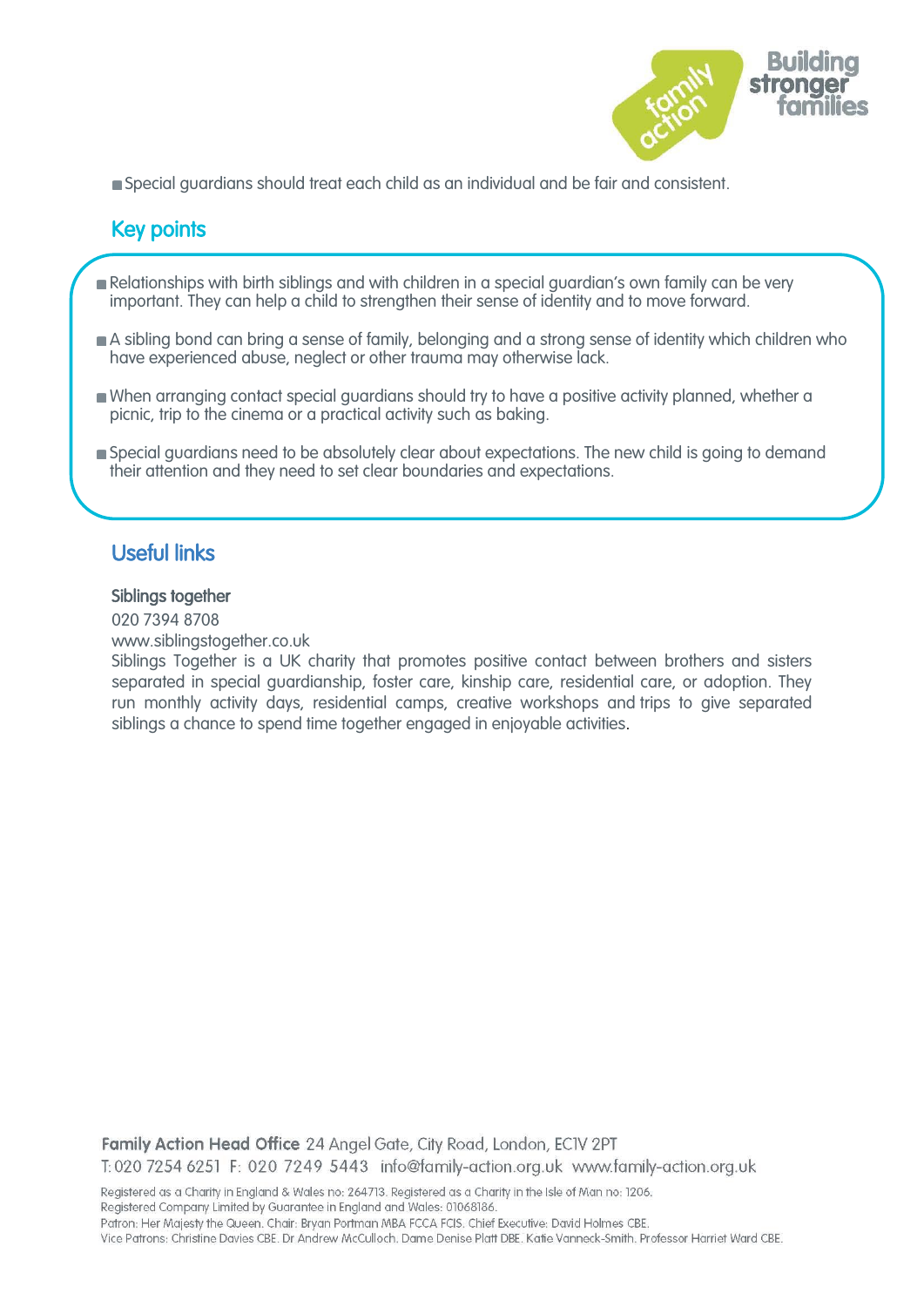- Special guardians should treat each child as an individual and be fair and consistent.

## Key points

- Relationships with birth siblings and with children in a special guardian's own family can be very important. They can help a child to strengthen their sense of identity and to move forward.
- A sibling bond can bring a sense of family, belonging and a strong sense of identity which children who have experienced abuse, neglect or other trauma may otherwise lack.
- When arranging contact special guardians should try to have a positive activity planned, whether a picnic, trip to the cinema or a practical activity such as baking.
- Special guardians need to be absolutely clear about expectations. The new child is going to demand their attention and they need to set clear boundaries and expectations.

## Useful links

**Siblings together**

020 7394 8708

www.siblingstogether.co.uk

Siblings Together is a UK charity that promotes positive contact between brothers and sisters separated in special guardianship, foster care, kinship care, residential care, or adoption. They run monthly activity days, residential camps, creative workshops and trips to give separated siblings a chance to spend time together engaged in enjoyable activities.

**Family Action Head Office** 24 Angel Gate, City Road, London, EC1V 2PT
T: 020 7254 6251 F: 020 7249 5443 info@family-action.org.uk www.family-action.org.uk

Registered as a Charity in England & Wales no: 264713. Registered as a Charity in the Isle of Man no: 1206.
Registered Company Limited by Guarantee in England and Wales: 01068186.
Patron: Her Majesty the Queen. Chair: Bryan Portman MBA FCCA FCIS. Chief Executive: David Holmes CBE.
Vice Patrons: Christine Davies CBE. Dr Andrew McCulloch. Dame Denise Platt DBE. Katie Vanneck-Smith. Professor Harriet Ward CBE.